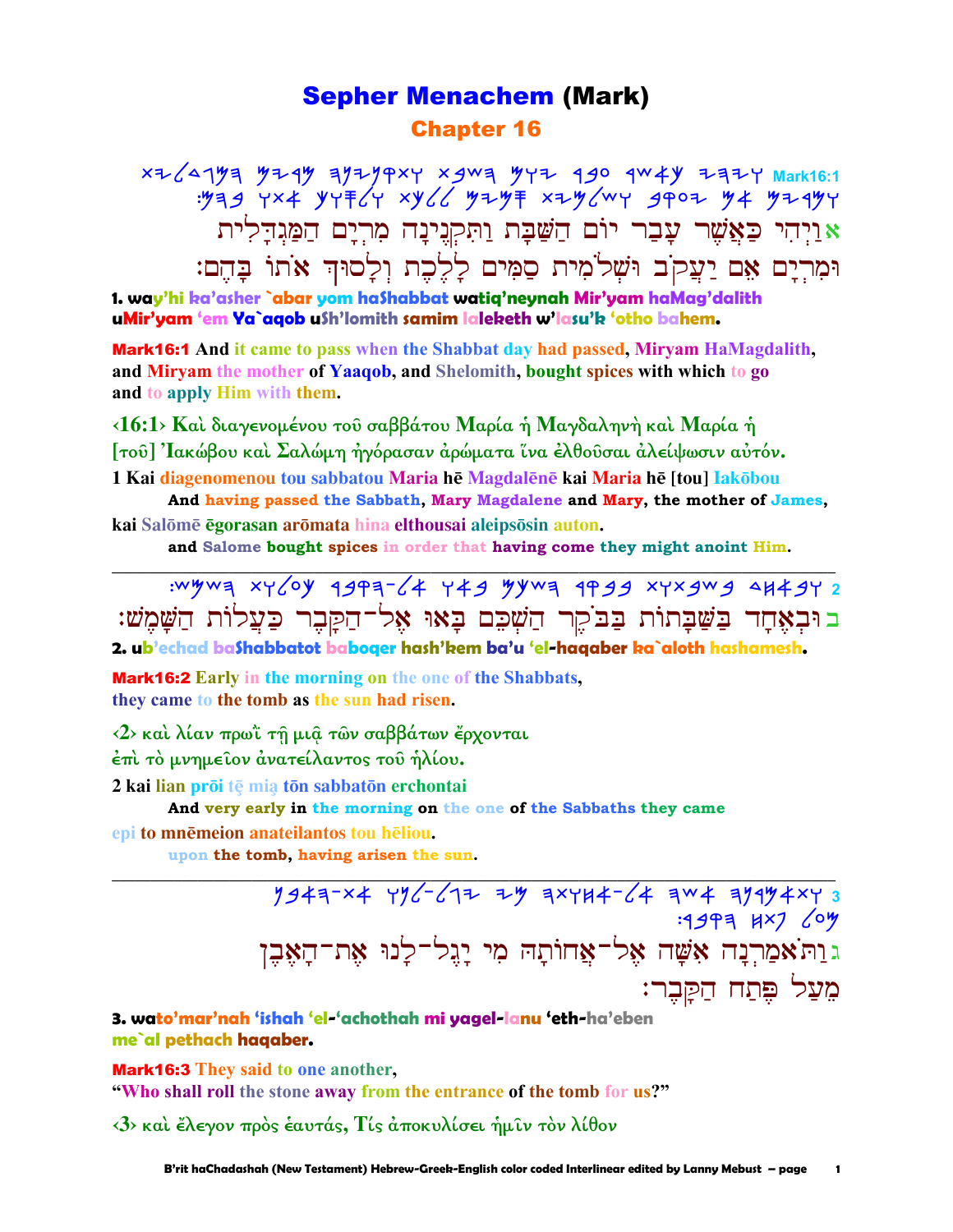# Sepher Menachem (Mark)

## Chapter 16

Mark16:1

אוַיְהִי כַּאֲשֶׁר עָבַר יוֹם הַשַּׁבָּת וַתִּקְנֶינָה מִרְיָם הַמַּגְדָּלִית וּמִרְיָם אֵם יַעֲקֹב וּשְׁלֹמִית סַמִּים לָלֶכֶת וְלָסוּךְ אֹתוֹ בָּהֶם׃

**1. way'hi ka'asher `abar yom haShabbat watiq'neynah Mir'yam haMag'dalith uMir'yam 'em Ya`aqob uSh'lomith samim laleketh w'lasu'k 'otho bahem.**

**Mark16:1** And it came to pass when the Shabbat day had passed, Miryam HaMagdalith, and Miryam the mother of Yaaqob, and Shelomith, bought spices with which to go and to apply Him with them.

‹16:1› Καὶ διαγενομένου τοῦ σαββάτου Μαρία ἡ Μαγδαληνὴ καὶ Μαρία ἡ [τοῦ] Ἰακώβου καὶ Σαλώμη ἠγόρασαν ἀρώματα ἵνα ἐλθοῦσαι ἀλείψωσιν αὐτόν.

1 Kai diagenomenou tou sabbatou Maria hē Magdalēnē kai Maria hē [tou] Iakōbou
And having passed the Sabbath, Mary Magdalene and Mary, the mother of James,

kai Salōmē ēgorasan arōmata hina elthousai aleipsōsin auton.
and Salome bought spices in order that having come they might anoint Him.

---

בוּבְאֶחָד בַּשַּׁבָּתוֹת בַּבֹּקֶר הַשְׁכֵּם בָּאוּ אֶל־הַקָּבֶר כַּעֲלוֹת הַשָּׁמֶשׁ׃

**2. ub'echad baShabbatot baboqer hash'kem ba'u 'el-haqaber ka`aloth hashamesh.**

**Mark16:2** Early in the morning on the one of the Shabbats, they came to the tomb as the sun had risen.

‹2› καὶ λίαν πρωῒ τῇ μιᾷ τῶν σαββάτων ἔρχονται ἐπὶ τὸ μνημεῖον ἀνατείλαντος τοῦ ἡλίου.

2 kai lian prōi tē mia tōn sabbatōn erchontai
And very early in the morning on the one of the Sabbaths they came

epi to mnēmeion anateilantos tou hēliou.
upon the tomb, having arisen the sun.

---

גוַתֹּאמַרְנָה אִשָּׁה אֶל־אֲחוֹתָהּ מִי יָגֶל־לָנוּ אֶת־הָאֶבֶן מֵעַל פֶּתַח הַקָּבֶר׃

**3. wato'mar'nah 'ishah 'el-'achothah mi yagel-lanu 'eth-ha'eben me`al pethach haqaber.**

**Mark16:3** They said to one another, "Who shall roll the stone away from the entrance of the tomb for us?"

‹3› καὶ ἔλεγον πρὸς ἑαυτάς, Τίς ἀποκυλίσει ἡμῖν τὸν λίθον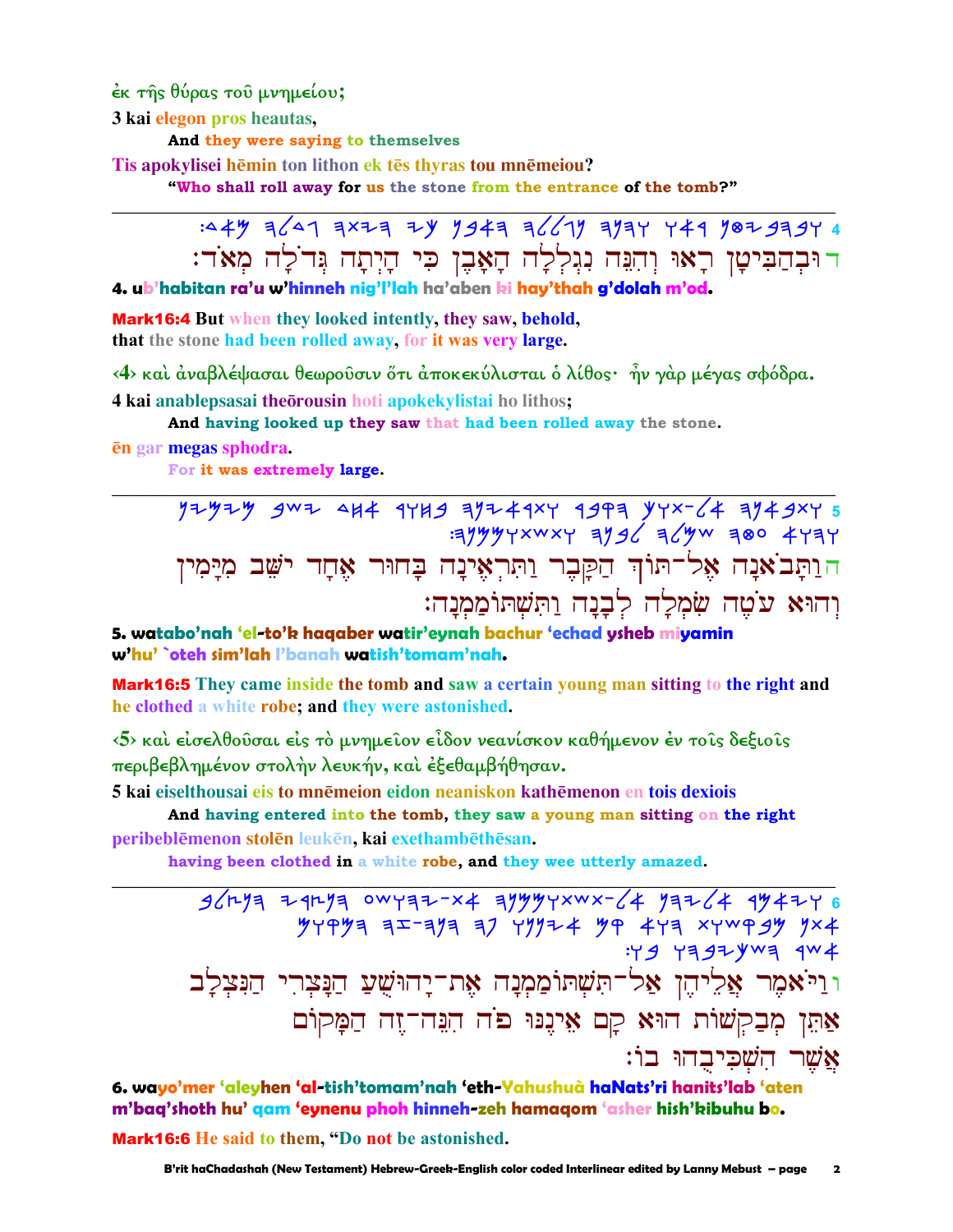ἐκ τῆς θύρας τοῦ μνημείου;

3 kai elegon pros heautas,

And they were saying to themselves

Tis apokylisei hēmin ton lithon ek tēs thyras tou mnēmeiou?

"Who shall roll away for us the stone from the entrance of the tomb?"

---

4 :𐤃𐤀𐤌 𐤄𐤋𐤃𐤂 𐤄𐤕𐤉𐤄 𐤉𐤊 𐤍𐤁𐤀𐤄 𐤄𐤋𐤋𐤂𐤍 𐤄𐤍𐤄𐤅 𐤅𐤀𐤓 𐤍𐤈𐤉𐤁𐤄𐤁𐤅

ד וּבְהַבִּיטָן רָאוּ וְהִנֵּה נִגְלְלָה הָאֶבֶן כִּי הָיְתָה גְּדֹלָה מְאֹד׃

**4. ub'habitan ra'u w'hinneh nig'l'lah ha'aben ki hay'thah g'dolah m'od.**

**Mark16:4** But when they looked intently, they saw, behold, that the stone had been rolled away, for it was very large.

‹4› καὶ ἀναβλέψασαι θεωροῦσιν ὅτι ἀποκεκύλισται ὁ λίθος· ἦν γὰρ μέγας σφόδρα.

4 kai anablepsasai theōrousin hoti apokekylistai ho lithos;

And having looked up they saw that had been rolled away the stone.

ēn gar megas sphodra.

For it was extremely large.

---

5 𐤍𐤉𐤌𐤉𐤌 𐤁𐤔𐤉 𐤃𐤇𐤀 𐤓𐤅𐤇𐤁 𐤄𐤍𐤉𐤀𐤓𐤕𐤅 𐤓𐤁𐤒𐤄 𐤊𐤅𐤕-𐤋𐤀 𐤄𐤍𐤀𐤁𐤕𐤅
:𐤄𐤍𐤌𐤌𐤅𐤕𐤔𐤕𐤅 𐤄𐤍𐤁𐤋 𐤄𐤋𐤌𐤔 𐤄𐤈𐤏 𐤀𐤅𐤄𐤅

ה וַתָּבֹאנָה אֶל־תּוֹךְ הַקָּבֶר וַתִּרְאֶינָה בָחוּר אֶחָד יֹשֵׁב מִיָּמִין וְהוּא עֹטֶה שִׂמְלָה לְבָנָה וַתִּשְׁתּוֹמַמְנָה׃

**5. watabo'nah 'el-to'k haqaber watir'eynah bachur 'echad ysheb miyamin w'hu' `oteh sim'lah l'banah watish'tomam'nah.**

**Mark16:5** They came inside the tomb and saw a certain young man sitting to the right and he clothed a white robe; and they were astonished.

‹5› καὶ εἰσελθοῦσαι εἰς τὸ μνημεῖον εἶδον νεανίσκον καθήμενον ἐν τοῖς δεξιοῖς περιβεβλημένον στολὴν λευκήν, καὶ ἐξεθαμβήθησαν.

5 kai eiselthousai eis to mnēmeion eidon neaniskon kathēmenon en tois dexiois

And having entered into the tomb, they saw a young man sitting on the right

peribeblēmenon stolēn leukēn, kai exethambēthēsan.

having been clothed in a white robe, and they wee utterly amazed.

---

6 𐤁𐤋𐤑𐤍𐤄 𐤉𐤓𐤑𐤍𐤄 𐤏𐤔𐤅𐤄𐤉-𐤕𐤀 𐤄𐤍𐤌𐤌𐤅𐤕𐤔𐤕-𐤋𐤀 𐤍𐤄𐤉𐤋𐤀 𐤓𐤌𐤀𐤉𐤅
𐤌𐤅𐤒𐤌𐤄 𐤄𐤆-𐤄𐤍𐤄 𐤄𐤐 𐤅𐤍𐤍𐤉𐤀 𐤌𐤒 𐤀𐤅𐤄 𐤕𐤅𐤔𐤒𐤁𐤌 𐤍𐤕𐤀
:𐤅𐤁 𐤅𐤄𐤁𐤉𐤊𐤔𐤄 𐤓𐤔𐤀

ו וַיֹּאמֶר אֲלֵיהֶן אַל־תִּשְׁתּוֹמַמְנָה אֶת־יָהוּשֻׁעַ הַנָּצְרִי הַנִּצְלָב אַתֵּן מְבַקְשׁוֹת הוּא קָם אֵינֶנּוּ פֹּה הִנֵּה־זֶה הַמָּקוֹם אֲשֶׁר הִשְׁכִּיבֻהוּ בוֹ׃

**6. wayo'mer 'aleyhen 'al-tish'tomam'nah 'eth-Yahushuà haNats'ri hanits'lab 'aten m'baq'shoth hu' qam 'eynenu phoh hinneh-zeh hamaqom 'asher hish'kibuhu bo.**

**Mark16:6** He said to them, "Do not be astonished.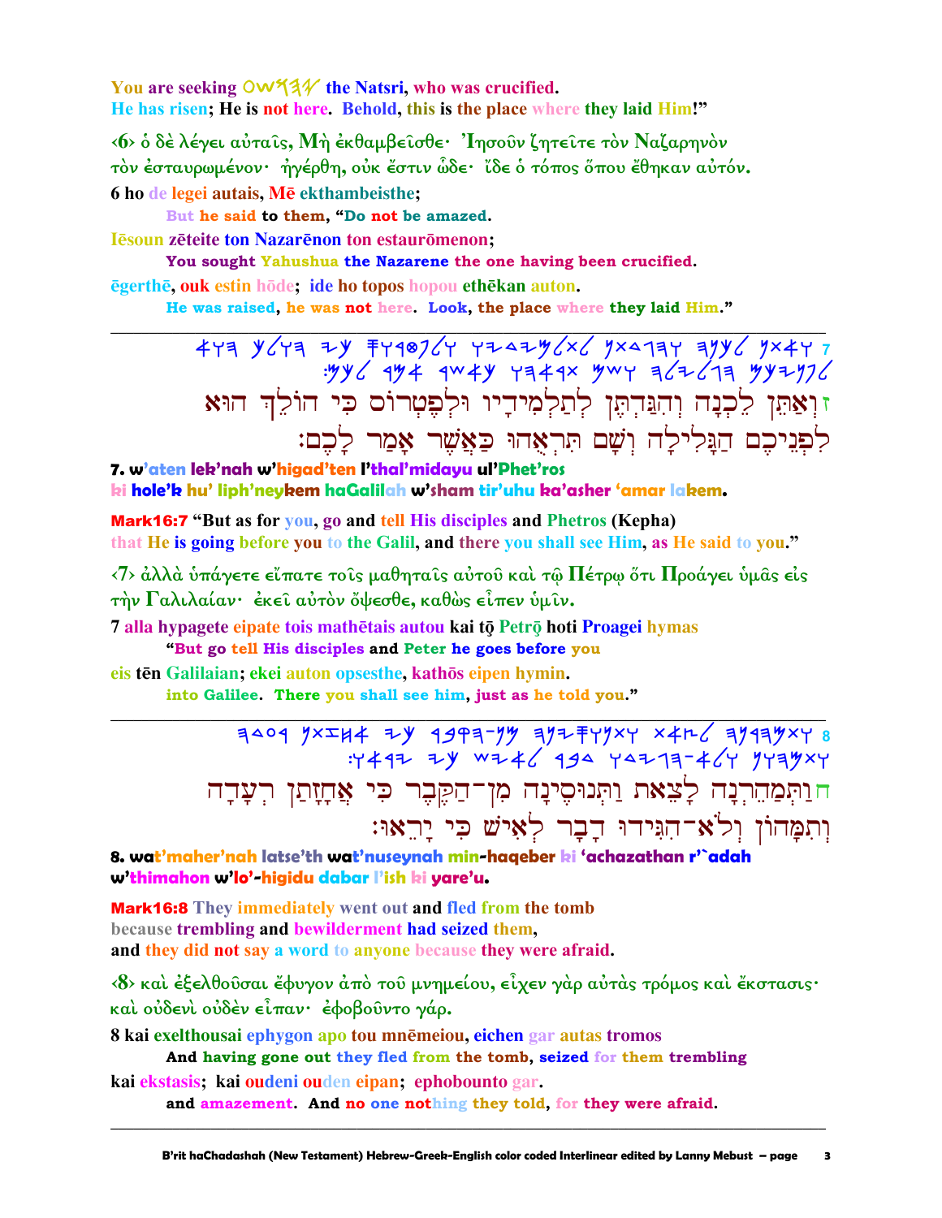You are seeking OWY3Y the Natsri, who was crucified.
He has risen; He is not here. Behold, this is the place where they laid Him!"

‹6› ὁ δὲ λέγει αὐταῖς, Μὴ ἐκθαμβεῖσθε· Ἰησοῦν ζητεῖτε τὸν Ναζαρηνὸν τὸν ἐσταυρωμένον· ἠγέρθη, οὐκ ἔστιν ὧδε· ἴδε ὁ τόπος ὅπου ἔθηκαν αὐτόν.

6 ho de legei autais, Mē ekthambeisthe;
 But he said to them, "Do not be amazed.
Iēsoun zēteite ton Nazarēnon ton estaurōmenon;
 You sought Yahushua the Nazarene the one having been crucified.
ēgerthē, ouk estin hōde; ide ho topos hopou ethēkan auton.
 He was raised, he was not here. Look, the place where they laid Him."

---

ז וְאַתֵּן לֵכְנָה וְהִגַּדְתֶּן לְתַלְמִידָיו וּלְפֶטְרוֹס כִּי הוֹלֵךְ הוּא לִפְנֵיכֶם הַגָּלִילָה וְשָׁם תִּרְאֻהוּ כַּאֲשֶׁר אָמַר לָכֶם׃

7. w'aten lek'nah w'higad'ten l'thal'midayu ul'Phet'ros ki hole'k hu' liph'neykem haGalilah w'sham tir'uhu ka'asher 'amar lakem.

Mark16:7 "But as for you, go and tell His disciples and Phetros (Kepha) that He is going before you to the Galil, and there you shall see Him, as He said to you."

‹7› ἀλλὰ ὑπάγετε εἴπατε τοῖς μαθηταῖς αὐτοῦ καὶ τῷ Πέτρῳ ὅτι Προάγει ὑμᾶς εἰς τὴν Γαλιλαίαν· ἐκεῖ αὐτὸν ὄψεσθε, καθὼς εἶπεν ὑμῖν.

7 alla hypagete eipate tois mathētais autou kai tō Petrō hoti Proagei hymas
 "But go tell His disciples and Peter he goes before you
eis tēn Galilaian; ekei auton opsesthe, kathōs eipen hymin.
 into Galilee. There you shall see him, just as he told you."

---

ח וַתְּמַהֵרְנָה לָצֵאת וַתְּנוּסֶינָה מִן־הַקֶּבֶר כִּי אֲחָזָתַן רְעָדָה וְתִמָּהוֹן וְלֹא־הִגִּידוּ דָבָר לְאִישׁ כִּי יָרֵאוּ׃

8. wat'maher'nah latse'th wat'nuseynah min-haqeber ki 'achazathan r'`adah w'thimahon w'lo'-higidu dabar l'ish ki yare'u.

Mark16:8 They immediately went out and fled from the tomb because trembling and bewilderment had seized them, and they did not say a word to anyone because they were afraid.

‹8› καὶ ἐξελθοῦσαι ἔφυγον ἀπὸ τοῦ μνημείου, εἶχεν γὰρ αὐτὰς τρόμος καὶ ἔκστασις· καὶ οὐδενὶ οὐδὲν εἶπαν· ἐφοβοῦντο γάρ.

8 kai exelthousai ephygon apo tou mnēmeiou, eichen gar autas tromos
 And having gone out they fled from the tomb, seized for them trembling
kai ekstasis; kai oudeni ouden eipan; ephobounto gar.
 and amazement. And no one nothing they told, for they were afraid.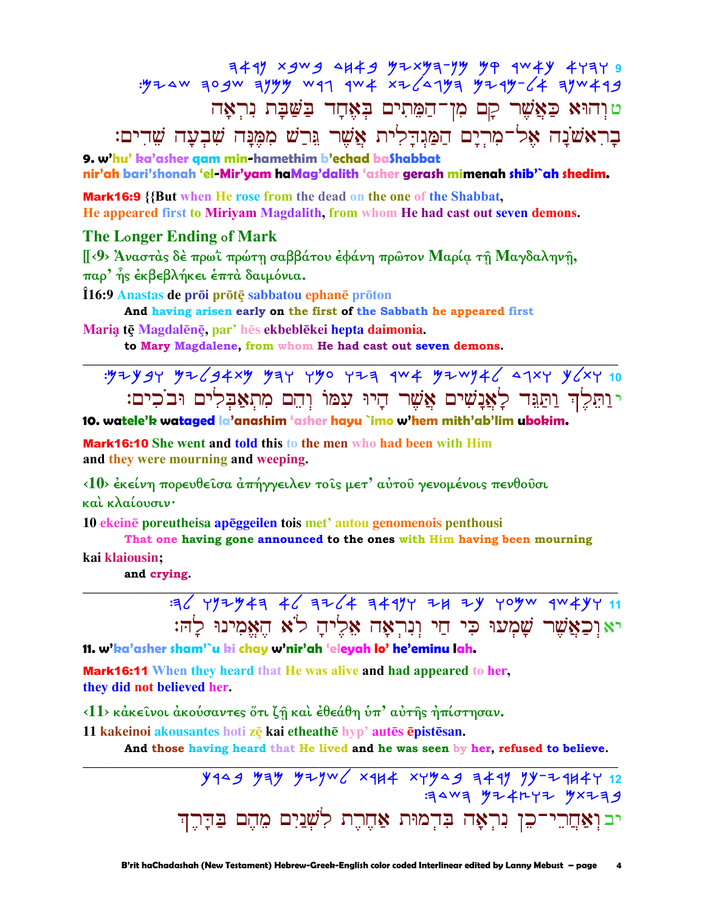9 וְהוּא כַּאֲשֶׁר קָם מִן־הַמֵּתִים בְּאֶחָד בַּשַּׁבָּת נִרְאָה בָרִאשֹׁנָה אֶל־מִרְיָם הַמַּגְדָּלִית אֲשֶׁר גֵּרַשׁ מִמֶּנָּה שִׁבְעָה שֵׁדִים׃

ט וְהוּא כַּאֲשֶׁר קָם מִן־הַמֵּתִים בְּאֶחָד בַּשַּׁבָּת נִרְאָה בָרִאשֹׁנָה אֶל־מִרְיָם הַמַּגְדָּלִית אֲשֶׁר גֵּרַשׁ מִמֶּנָּה שִׁבְעָה שֵׁדִים׃

**9. w'hu' ka'asher qam min-hamethim b'echad baShabbat nir'ah bari'shonah 'el-Mir'yam haMag'dalith 'asher gerash mimenah shib'`ah shedim.**

**Mark16:9** {{But when He rose from the dead on the one of the Shabbat, He appeared first to Miriyam Magdalith, from whom He had cast out seven demons.

## The Longer Ending of Mark

[[‹9› Ἀναστὰς δὲ πρωῒ πρώτῃ σαββάτου ἐφάνη πρῶτον Μαρίᾳ τῇ Μαγδαληνῇ, παρ' ἧς ἐκβεβλήκει ἑπτὰ δαιμόνια.

Î16:9 Anastas de prōi prōtē sabbatou ephanē prōton
And having arisen early on the first of the Sabbath he appeared first
Maria tē Magdalēnē, par' hēs ekbeblēkei hepta daimonia.
to Mary Magdalene, from whom He had cast out seven demons.

---

10 וַתֵּלֶךְ וַתַּגֵּד לָאֲנָשִׁים אֲשֶׁר הָיוּ עִמּוֹ וְהֵם מִתְאַבְּלִים וּבֹכִים׃

י וַתֵּלֶךְ וַתַּגֵּד לָאֲנָשִׁים אֲשֶׁר הָיוּ עִמּוֹ וְהֵם מִתְאַבְּלִים וּבֹכִים׃

**10. watele'k wataged la'anashim 'asher hayu `imo w'hem mith'ab'lim ubokim.**

**Mark16:10** She went and told this to the men who had been with Him and they were mourning and weeping.

‹10› ἐκείνη πορευθεῖσα ἀπήγγειλεν τοῖς μετ' αὐτοῦ γενομένοις πενθοῦσι καὶ κλαίουσιν·

10 ekeinē poreutheisa apēggeilen tois met' autou genomenois penthousi
That one having gone announced to the ones with Him having been mourning
kai klaiousin;
and crying.

---

11 וְכַאֲשֶׁר שָׁמְעוּ כִּי חַי וְנִרְאָה אֵלֶיהָ לֹא הֶאֱמִינוּ לָהּ׃

יא וְכַאֲשֶׁר שָׁמְעוּ כִּי חַי וְנִרְאָה אֵלֶיהָ לֹא הֶאֱמִינוּ לָהּ׃

**11. w'ka'asher sham'`u ki chay w'nir'ah 'eleyah lo' he'eminu lah.**

**Mark16:11** When they heard that He was alive and had appeared to her, they did not believed her.

‹11› κἀκεῖνοι ἀκούσαντες ὅτι ζῇ καὶ ἐθεάθη ὑπ' αὐτῆς ἠπίστησαν.

11 kakeinoi akousantes hoti zē kai etheathē hyp' autēs ēpistēsan.
And those having heard that He lived and he was seen by her, refused to believe.

---

12 וְאַחֲרֵי־כֵן נִרְאָה בִּדְמוּת אַחֶרֶת לִשְׁנַיִם מֵהֶם בַּדָּרֶךְ בִּהְיוֹתָם הוֹלְכִים הַשָּׂדֶה׃

יב וְאַחֲרֵי־כֵן נִרְאָה בִּדְמוּת אַחֶרֶת לִשְׁנַיִם מֵהֶם בַּדָּרֶךְ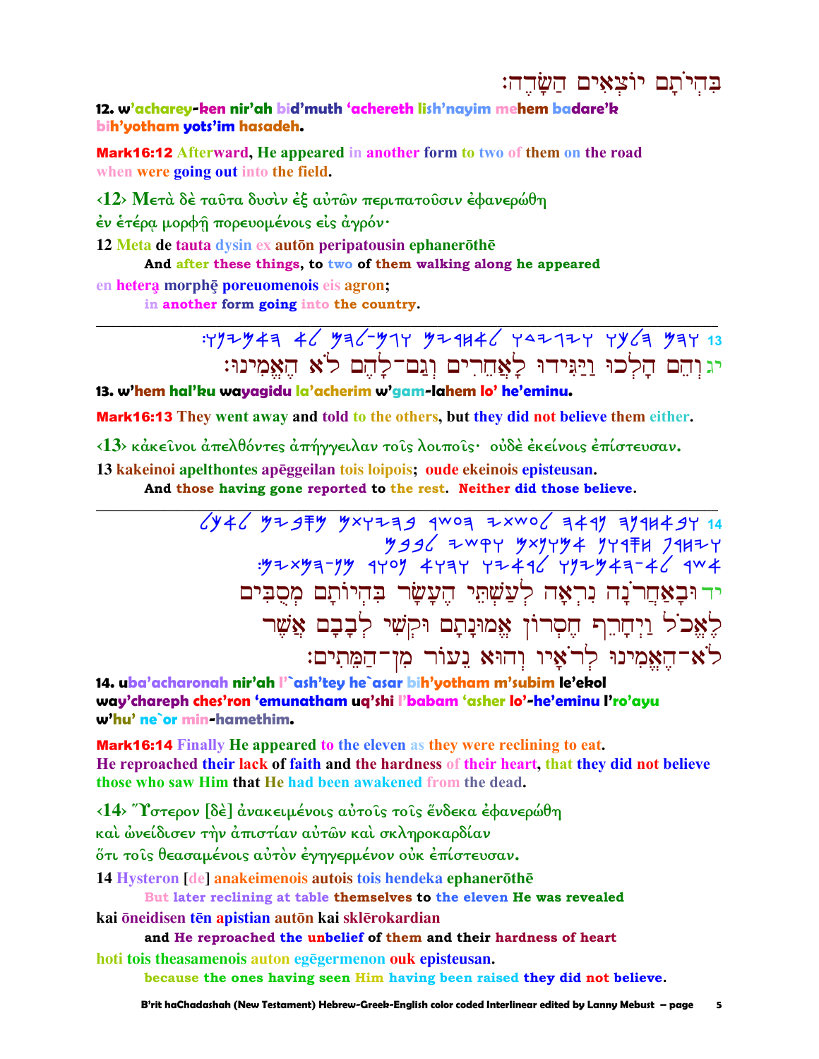בְּהִיֹתָם יוֹצְאִים הַשָּׂדֶה׃

**12. w'acharey-ken nir'ah bid'muth 'achereth lish'nayim mehem badare'k bih'yotham yots'im hasadeh.**

**Mark16:12** Afterward, He appeared in another form to two of them on the road when were going out into the field.

‹12› Μετὰ δὲ ταῦτα δυσὶν ἐξ αὐτῶν περιπατοῦσιν ἐφανερώθη ἐν ἑτέρᾳ μορφῇ πορευομένοις εἰς ἀγρόν·

12 Meta de tauta dysin ex autōn peripatousin ephanerōthē
  **And after these things, to two of them walking along he appeared**
en hetera̧ morphę̄ poreuomenois eis agron;
  **in another form going into the country.**

---

13 :𐤅𐤄𐤌 𐤄𐤋𐤊𐤅 𐤅𐤉𐤂𐤉𐤃𐤅 𐤋𐤀𐤇𐤓𐤉𐤌 𐤅𐤂𐤌-𐤋𐤄𐤌 𐤋𐤀 𐤄𐤀𐤌𐤉𐤍𐤅

יג וְהֵם הָלְכוּ וַיַּגִּידוּ לָאֲחֵרִים וְגַם־לָהֶם לֹא הֶאֱמִינוּ׃

**13. w'hem hal'ku wayagidu la'acherim w'gam-lahem lo' he'eminu.**

**Mark16:13** They went away and told to the others, but they did not believe them either.

‹13› κἀκεῖνοι ἀπελθόντες ἀπήγγειλαν τοῖς λοιποῖς· οὐδὲ ἐκείνοις ἐπίστευσαν.

13 kakeinoi apelthontes apēggeilan tois loipois; oude ekeinois episteusan.
  **And those having gone reported to the rest. Neither did those believe.**

---

14 𐤅𐤁𐤀𐤇𐤓𐤍𐤄 𐤍𐤓𐤀𐤄 𐤋𐤏𐤔𐤕𐤉 𐤄𐤏𐤔𐤓 𐤁𐤄𐤉𐤅𐤕𐤌 𐤌𐤎𐤁𐤉𐤌 𐤋𐤀𐤊𐤋
𐤅𐤉𐤇𐤓𐤐 𐤇𐤎𐤓𐤅𐤍 𐤀𐤌𐤅𐤍𐤕𐤌 𐤅𐤒𐤔𐤉 𐤋𐤁𐤁𐤌
:𐤀𐤔𐤓 𐤋𐤀-𐤄𐤀𐤌𐤉𐤍𐤅 𐤋𐤓𐤀𐤉𐤅 𐤅𐤄𐤅𐤀 𐤍𐤏𐤅𐤓 𐤌𐤍-𐤄𐤌𐤕𐤉𐤌

יד וּבָאַחֲרֹנָה נִרְאָה לְעַשְׁתֵּי הֶעָשָׂר בִּהְיוֹתָם מְסֻבִּים לֶאֱכֹל וַיְחָרֵף חֶסְרוֹן אֱמוּנָתָם וּקְשִׁי לְבָבָם אֲשֶׁר לֹא־הֶאֱמִינוּ לְרֹאָיו וְהוּא נֵעוֹר מִן־הַמֵּתִים׃

**14. uba'acharonah nir'ah l'`ash'tey he`asar bih'yotham m'subim le'ekol way'chareph ches'ron 'emunatham uq'shi l'babam 'asher lo'-he'eminu l'ro'ayu w'hu' ne`or min-hamethim.**

**Mark16:14** Finally He appeared to the eleven as they were reclining to eat. He reproached their lack of faith and the hardness of their heart, that they did not believe those who saw Him that He had been awakened from the dead.

‹14› Ὕστερον [δὲ] ἀνακειμένοις αὐτοῖς τοῖς ἕνδεκα ἐφανερώθη καὶ ὠνείδισεν τὴν ἀπιστίαν αὐτῶν καὶ σκληροκαρδίαν ὅτι τοῖς θεασαμένοις αὐτὸν ἐγηγερμένον οὐκ ἐπίστευσαν.

14 Hysteron [de] anakeimenois autois tois hendeka ephanerōthē
  **But later reclining at table themselves to the eleven He was revealed**
kai ōneidisen tēn apistian autōn kai sklērokardian
  **and He reproached the unbelief of them and their hardness of heart**
hoti tois theasamenois auton egēgermenon ouk episteusan.
  **because the ones having seen Him having been raised they did not believe.**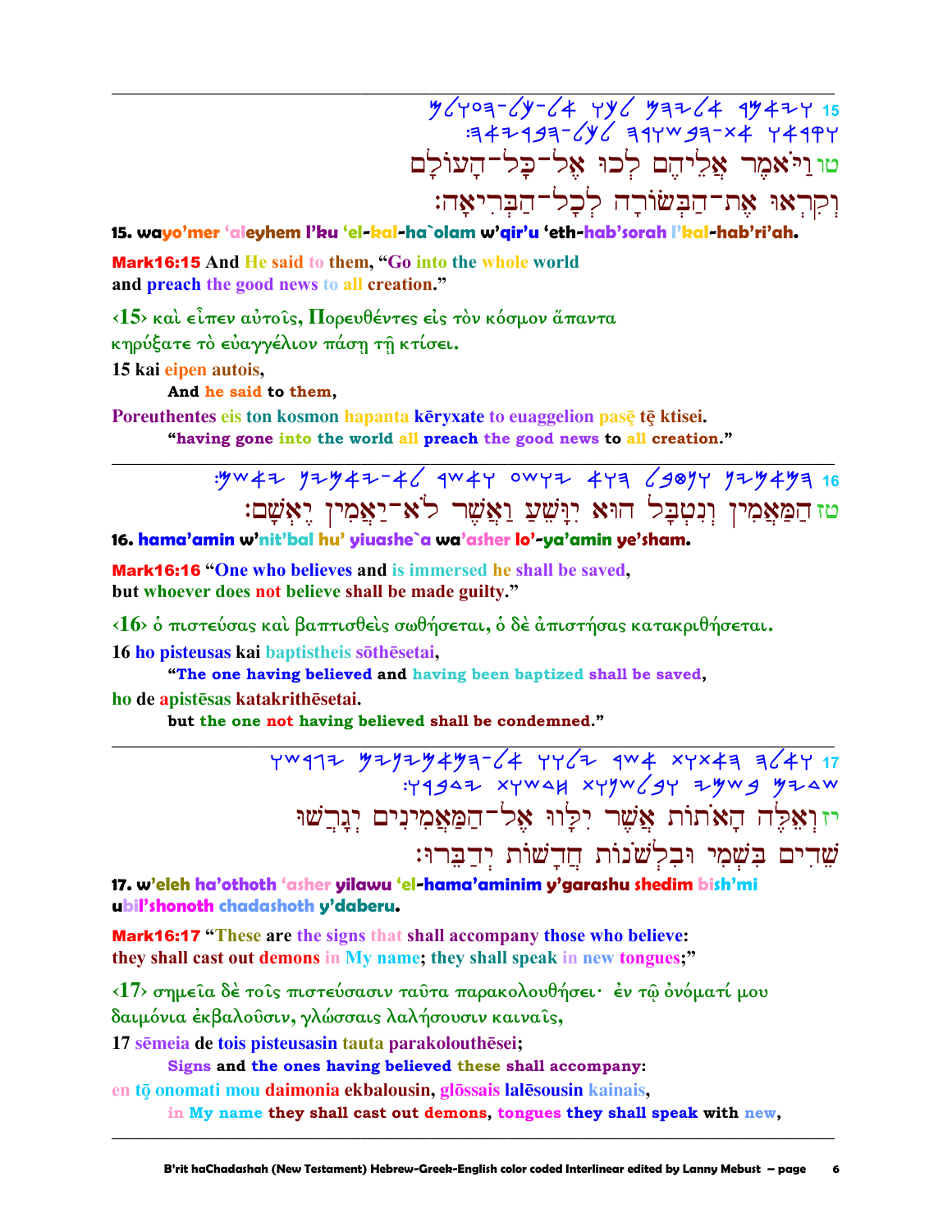15 ויאמר אליהם לכו אל-כל-העולם וקראו את-הבשורה לכל-הבריאה:

טו וַיֹּאמֶר אֲלֵיהֶם לְכוּ אֶל־כָּל־הָעוֹלָם וְקִרְאוּ אֶת־הַבְּשׂוֹרָה לְכָל־הַבְּרִיאָה׃

**15. wayo'mer 'aleyhem l'ku 'el-kal-ha`olam w'qir'u 'eth-hab'sorah l'kal-hab'ri'ah.**

**Mark16:15 And He said to them, "Go into the whole world and preach the good news to all creation."**

‹15› καὶ εἶπεν αὐτοῖς, Πορευθέντες εἰς τὸν κόσμον ἅπαντα κηρύξατε τὸ εὐαγγέλιον πάσῃ τῇ κτίσει.

**15 kai eipen autois,**

**And he said to them,**

**Poreuthentes eis ton kosmon hapanta kēryxate to euaggelion pasē tē ktisei.**

**"having gone into the world all preach the good news to all creation."**

---

16 המאמין ונטבל הוא יושע ואשר לא-יאמין יאשם:

טז הַמַּאֲמִין וְנִטְבָּל הוּא יִוָּשֵׁעַ וַאֲשֶׁר לֹא־יַאֲמִין יֶאְשָׁם׃

**16. hama'amin w'nit'bal hu' yiuashe`a wa'asher lo'-ya'amin ye'sham.**

**Mark16:16 "One who believes and is immersed he shall be saved, but whoever does not believe shall be made guilty."**

‹16› ὁ πιστεύσας καὶ βαπτισθεὶς σωθήσεται, ὁ δὲ ἀπιστήσας κατακριθήσεται.

**16 ho pisteusas kai baptistheis sōthēsetai,**

**"The one having believed and having been baptized shall be saved,**

**ho de apistēsas katakrithēsetai.**

**but the one not having believed shall be condemned."**

---

17 ואלה האתות אשר ילוו אל-המאמינים יגרשו שדים בשמי ובלשנות חדשות ידברו:

יז וְאֵלֶּה הָאֹתוֹת אֲשֶׁר יִלָּווּ אֶל־הַמַּאֲמִינִים יְגָרֲשׁוּ שֵׁדִים בִּשְׁמִי וּבִלְשֹׁנוֹת חֲדָשׁוֹת יְדַבֵּרוּ׃

**17. w'eleh ha'othoth 'asher yilawu 'el-hama'aminim y'garashu shedim bish'mi ubil'shonoth chadashoth y'daberu.**

**Mark16:17 "These are the signs that shall accompany those who believe: they shall cast out demons in My name; they shall speak in new tongues;"**

‹17› σημεῖα δὲ τοῖς πιστεύσασιν ταῦτα παρακολουθήσει· ἐν τῷ ὀνόματί μου δαιμόνια ἐκβαλοῦσιν, γλώσσαις λαλήσουσιν καιναῖς,

**17 sēmeia de tois pisteusasin tauta parakolouthēsei;**

**Signs and the ones having believed these shall accompany:**

**en tō onomati mou daimonia ekbalousin, glōssais lalēsousin kainais,**

**in My name they shall cast out demons, tongues they shall speak with new,**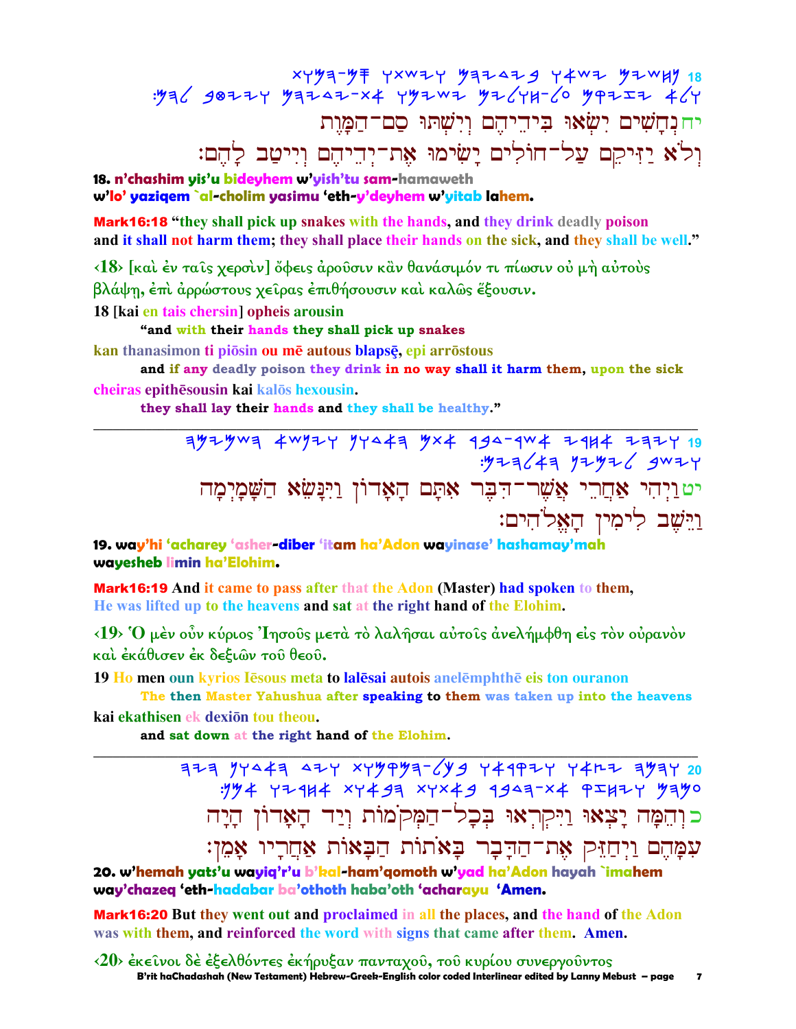18 𐤍𐤇𐤔𐤉𐤌 𐤉𐤔𐤀𐤅 𐤁𐤉𐤃𐤉𐤄𐤌 𐤅𐤉𐤔𐤕𐤅 𐤎𐤌-𐤄𐤌𐤅𐤕
𐤅𐤋𐤀 𐤉𐤆𐤉𐤒𐤌 𐤏𐤋-𐤇𐤅𐤋𐤉𐤌 𐤉𐤔𐤉𐤌𐤅 𐤀𐤕-𐤉𐤃𐤉𐤄𐤌 𐤅𐤉𐤉𐤈𐤁 𐤋𐤄𐤌:

יח נְחָשִׁים יִשְׂאוּ בִּידֵיהֶם וְיִשְׁתּוּ סַם־הַמָּוֶת
וְלֹא יַזִּיקֵם עַל־חוֹלִים יָשִׂימוּ אֶת־יְדֵיהֶם וְיִיטַב לָהֶם:

**18. n'chashim yis'u bideyhem w'yish'tu sam-hamaweth w'lo' yaziqem `al-cholim yasimu 'eth-y'deyhem w'yitab lahem.**

**Mark16:18** "they shall pick up snakes with the hands, and they drink deadly poison and it shall not harm them; they shall place their hands on the sick, and they shall be well."

‹18› [καὶ ἐν ταῖς χερσὶν] ὄφεις ἀροῦσιν κἂν θανάσιμόν τι πίωσιν οὐ μὴ αὐτοὺς βλάψῃ, ἐπὶ ἀρρώστους χεῖρας ἐπιθήσουσιν καὶ καλῶς ἕξουσιν.

**18 [kai en tais chersin] opheis arousin**
**"and with their hands they shall pick up snakes**
**kan thanasimon ti piōsin ou mē autous blapsē, epi arrōstous**
**and if any deadly poison they drink in no way shall it harm them, upon the sick**
**cheiras epithēsousin kai kalōs hexousin.**
**they shall lay their hands and they shall be healthy."**

---

19 𐤅𐤉𐤄𐤉 𐤀𐤇𐤓𐤉 𐤀𐤔𐤓-𐤃𐤁𐤓 𐤀𐤕𐤌 𐤄𐤀𐤃𐤅𐤍 𐤅𐤉𐤍𐤔𐤀 𐤄𐤔𐤌𐤉𐤌𐤄
𐤅𐤉𐤔𐤁 𐤋𐤉𐤌𐤉𐤍 𐤄𐤀𐤋𐤄𐤉𐤌:

יט וַיְהִי אַחֲרֵי אֲשֶׁר־דִּבֶּר אִתָּם הָאָדוֹן וַיִּנָּשֵׂא הַשָּׁמָיְמָה
וַיֵּשֶׁב לִימִין הָאֱלֹהִים:

**19. way'hi 'acharey 'asher-diber 'itam ha'Adon wayinase' hashamay'mah wayesheb limin ha'Elohim.**

**Mark16:19** And it came to pass after that the Adon (Master) had spoken to them, He was lifted up to the heavens and sat at the right hand of the Elohim.

‹19› Ὁ μὲν οὖν κύριος Ἰησοῦς μετὰ τὸ λαλῆσαι αὐτοῖς ἀνελήμφθη εἰς τὸν οὐρανὸν καὶ ἐκάθισεν ἐκ δεξιῶν τοῦ θεοῦ.

**19 Ho men oun kyrios Iēsous meta to lalēsai autois anelēmphthē eis ton ouranon**
**The then Master Yahushua after speaking to them was taken up into the heavens**
**kai ekathisen ek dexiōn tou theou.**
**and sat down at the right hand of the Elohim.**

---

20 𐤅𐤄𐤌𐤄 𐤉𐤑𐤀𐤅 𐤅𐤉𐤒𐤓𐤀𐤅 𐤁𐤊𐤋-𐤄𐤌𐤒𐤌𐤅𐤕 𐤅𐤉𐤃 𐤄𐤀𐤃𐤅𐤍 𐤄𐤉𐤄
𐤏𐤌𐤄𐤌 𐤅𐤉𐤇𐤆𐤒 𐤀𐤕-𐤄𐤃𐤁𐤓 𐤁𐤀𐤕𐤅𐤕 𐤄𐤁𐤀𐤅𐤕 𐤀𐤇𐤓𐤉𐤅 𐤀𐤌𐤍:

כ וְהֵמָּה יָצְאוּ וַיִּקְרְאוּ בְּכָל־הַמְּקֹמוֹת וְיַד הָאָדוֹן הָיָה
עִמָּהֶם וַיְחַזֵּק אֶת־הַדָּבָר בָּאֹתוֹת הַבָּאוֹת אַחֲרָיו אָמֵן:

**20. w'hemah yats'u wayiq'r'u b'kal-ham'qomoth w'yad ha'Adon hayah `imahem way'chazeq 'eth-hadabar ba'othoth haba'oth 'acharayu 'Amen.**

**Mark16:20** But they went out and proclaimed in all the places, and the hand of the Adon was with them, and reinforced the word with signs that came after them. Amen.

‹20› ἐκεῖνοι δὲ ἐξελθόντες ἐκήρυξαν πανταχοῦ, τοῦ κυρίου συνεργοῦντος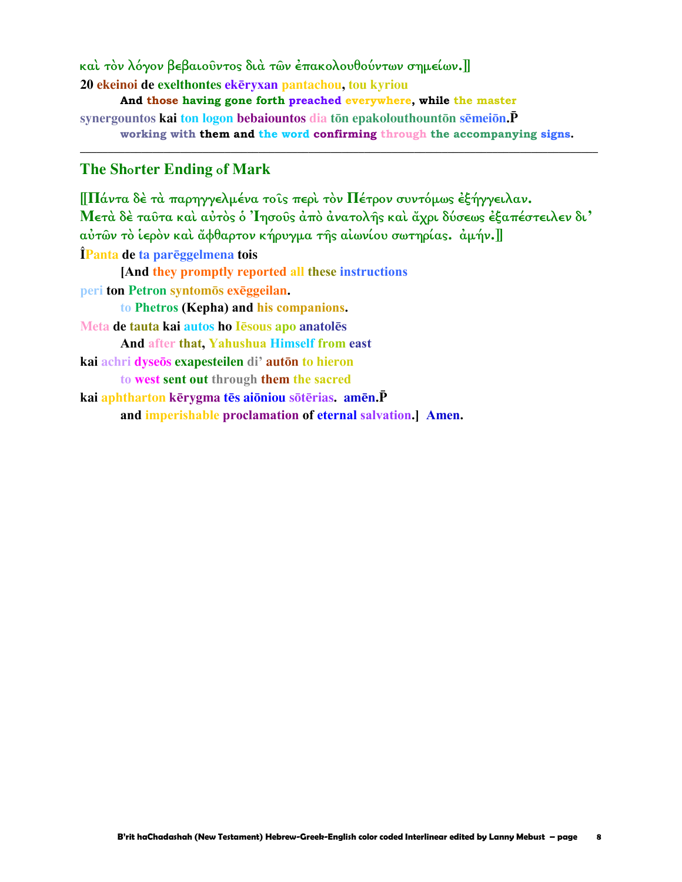καὶ τὸν λόγον βεβαιοῦντος διὰ τῶν ἐπακολουθούντων σημείων.]]

**20 ekeinoi de exelthontes ekēryxan pantachou, tou kyriou**

**And those having gone forth preached everywhere, while the master**

**synergountos kai ton logon bebaiountos dia tōn epakolouthountōn sēmeiōn.P̄**

**working with them and the word confirming through the accompanying signs.**

---

## The Shorter Ending of Mark

[[Πάντα δὲ τὰ παρηγγελμένα τοῖς περὶ τὸν Πέτρον συντόμως ἐξήγγειλαν. Μετὰ δὲ ταῦτα καὶ αὐτὸς ὁ Ἰησοῦς ἀπὸ ἀνατολῆς καὶ ἄχρι δύσεως ἐξαπέστειλεν δι' αὐτῶν τὸ ἱερὸν καὶ ἄφθαρτον κήρυγμα τῆς αἰωνίου σωτηρίας. ἀμήν.]]

**ÎPanta de ta parēggelmena tois**

**[And they promptly reported all these instructions**

**peri ton Petron syntomōs exēggeilan.**

**to Phetros (Kepha) and his companions.**

**Meta de tauta kai autos ho Iēsous apo anatolēs**

**And after that, Yahushua Himself from east**

**kai achri dyseōs exapesteilen di' autōn to hieron**

**to west sent out through them the sacred**

**kai aphtharton kērygma tēs aiōniou sōtērias. amēn.P̄**

**and imperishable proclamation of eternal salvation.] Amen.**